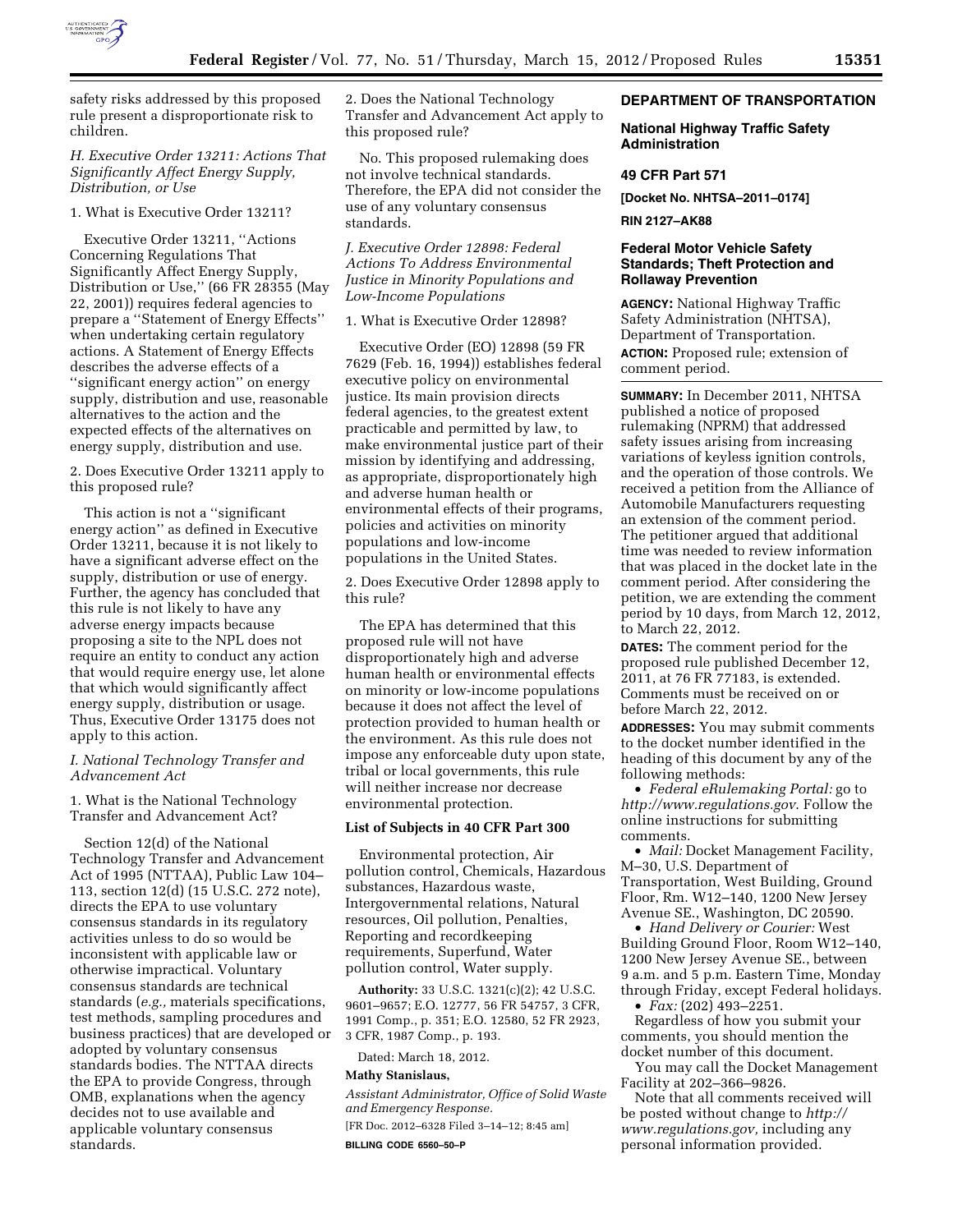safety risks addressed by this proposed rule present a disproportionate risk to children.

*H. Executive Order 13211: Actions That Significantly Affect Energy Supply, Distribution, or Use*

1. What is Executive Order 13211?

Executive Order 13211, ''Actions Concerning Regulations That Significantly Affect Energy Supply, Distribution or Use,'' (66 FR 28355 (May 22, 2001)) requires federal agencies to prepare a ''Statement of Energy Effects'' when undertaking certain regulatory actions. A Statement of Energy Effects describes the adverse effects of a ''significant energy action'' on energy supply, distribution and use, reasonable alternatives to the action and the expected effects of the alternatives on energy supply, distribution and use.

2. Does Executive Order 13211 apply to this proposed rule?

This action is not a ''significant energy action'' as defined in Executive Order 13211, because it is not likely to have a significant adverse effect on the supply, distribution or use of energy. Further, the agency has concluded that this rule is not likely to have any adverse energy impacts because proposing a site to the NPL does not require an entity to conduct any action that would require energy use, let alone that which would significantly affect energy supply, distribution or usage. Thus, Executive Order 13175 does not apply to this action.

*I. National Technology Transfer and Advancement Act*

1. What is the National Technology Transfer and Advancement Act?

Section 12(d) of the National Technology Transfer and Advancement Act of 1995 (NTTAA), Public Law 104–113, section 12(d) (15 U.S.C. 272 note), directs the EPA to use voluntary consensus standards in its regulatory activities unless to do so would be inconsistent with applicable law or otherwise impractical. Voluntary consensus standards are technical standards (*e.g.,* materials specifications, test methods, sampling procedures and business practices) that are developed or adopted by voluntary consensus standards bodies. The NTTAA directs the EPA to provide Congress, through OMB, explanations when the agency decides not to use available and applicable voluntary consensus standards.

2. Does the National Technology Transfer and Advancement Act apply to this proposed rule?

No. This proposed rulemaking does not involve technical standards. Therefore, the EPA did not consider the use of any voluntary consensus standards.

*J. Executive Order 12898: Federal Actions To Address Environmental Justice in Minority Populations and Low-Income Populations*

1. What is Executive Order 12898?

Executive Order (EO) 12898 (59 FR 7629 (Feb. 16, 1994)) establishes federal executive policy on environmental justice. Its main provision directs federal agencies, to the greatest extent practicable and permitted by law, to make environmental justice part of their mission by identifying and addressing, as appropriate, disproportionately high and adverse human health or environmental effects of their programs, policies and activities on minority populations and low-income populations in the United States.

2. Does Executive Order 12898 apply to this rule?

The EPA has determined that this proposed rule will not have disproportionately high and adverse human health or environmental effects on minority or low-income populations because it does not affect the level of protection provided to human health or the environment. As this rule does not impose any enforceable duty upon state, tribal or local governments, this rule will neither increase nor decrease environmental protection.

**List of Subjects in 40 CFR Part 300**

Environmental protection, Air pollution control, Chemicals, Hazardous substances, Hazardous waste, Intergovernmental relations, Natural resources, Oil pollution, Penalties, Reporting and recordkeeping requirements, Superfund, Water pollution control, Water supply.

**Authority:** 33 U.S.C. 1321(c)(2); 42 U.S.C. 9601–9657; E.O. 12777, 56 FR 54757, 3 CFR, 1991 Comp., p. 351; E.O. 12580, 52 FR 2923, 3 CFR, 1987 Comp., p. 193.

Dated: March 18, 2012.

**Mathy Stanislaus,**

*Assistant Administrator, Office of Solid Waste and Emergency Response.*

[FR Doc. 2012–6328 Filed 3–14–12; 8:45 am]

**BILLING CODE 6560–50–P**

## DEPARTMENT OF TRANSPORTATION

## National Highway Traffic Safety Administration

## 49 CFR Part 571

**[Docket No. NHTSA–2011–0174]**

**RIN 2127–AK88**

## Federal Motor Vehicle Safety Standards; Theft Protection and Rollaway Prevention

**AGENCY:** National Highway Traffic Safety Administration (NHTSA), Department of Transportation.

**ACTION:** Proposed rule; extension of comment period.

**SUMMARY:** In December 2011, NHTSA published a notice of proposed rulemaking (NPRM) that addressed safety issues arising from increasing variations of keyless ignition controls, and the operation of those controls. We received a petition from the Alliance of Automobile Manufacturers requesting an extension of the comment period. The petitioner argued that additional time was needed to review information that was placed in the docket late in the comment period. After considering the petition, we are extending the comment period by 10 days, from March 12, 2012, to March 22, 2012.

**DATES:** The comment period for the proposed rule published December 12, 2011, at 76 FR 77183, is extended. Comments must be received on or before March 22, 2012.

**ADDRESSES:** You may submit comments to the docket number identified in the heading of this document by any of the following methods:

- *Federal eRulemaking Portal:* go to *http://www.regulations.gov*. Follow the online instructions for submitting comments.
- *Mail:* Docket Management Facility, M–30, U.S. Department of Transportation, West Building, Ground Floor, Rm. W12–140, 1200 New Jersey Avenue SE., Washington, DC 20590.
- *Hand Delivery or Courier:* West Building Ground Floor, Room W12–140, 1200 New Jersey Avenue SE., between 9 a.m. and 5 p.m. Eastern Time, Monday through Friday, except Federal holidays.
- *Fax:* (202) 493–2251.

Regardless of how you submit your comments, you should mention the docket number of this document.

You may call the Docket Management Facility at 202–366–9826.

Note that all comments received will be posted without change to *http://www.regulations.gov,* including any personal information provided.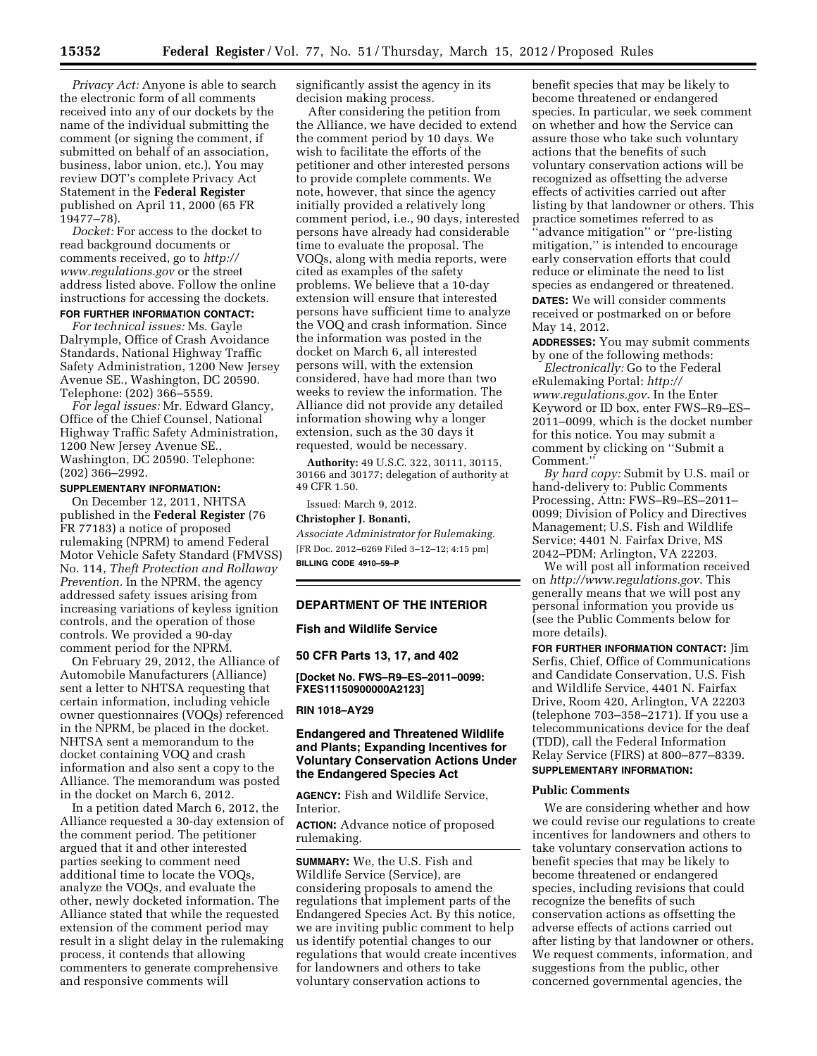*Privacy Act:* Anyone is able to search the electronic form of all comments received into any of our dockets by the name of the individual submitting the comment (or signing the comment, if submitted on behalf of an association, business, labor union, etc.). You may review DOT's complete Privacy Act Statement in the **Federal Register** published on April 11, 2000 (65 FR 19477–78).

*Docket:* For access to the docket to read background documents or comments received, go to *http://www.regulations.gov* or the street address listed above. Follow the online instructions for accessing the dockets.

**FOR FURTHER INFORMATION CONTACT:**

*For technical issues:* Ms. Gayle Dalrymple, Office of Crash Avoidance Standards, National Highway Traffic Safety Administration, 1200 New Jersey Avenue SE., Washington, DC 20590. Telephone: (202) 366–5559.

*For legal issues:* Mr. Edward Glancy, Office of the Chief Counsel, National Highway Traffic Safety Administration, 1200 New Jersey Avenue SE., Washington, DC 20590. Telephone: (202) 366–2992.

**SUPPLEMENTARY INFORMATION:**

On December 12, 2011, NHTSA published in the **Federal Register** (76 FR 77183) a notice of proposed rulemaking (NPRM) to amend Federal Motor Vehicle Safety Standard (FMVSS) No. 114, *Theft Protection and Rollaway Prevention.* In the NPRM, the agency addressed safety issues arising from increasing variations of keyless ignition controls, and the operation of those controls. We provided a 90-day comment period for the NPRM.

On February 29, 2012, the Alliance of Automobile Manufacturers (Alliance) sent a letter to NHTSA requesting that certain information, including vehicle owner questionnaires (VOQs) referenced in the NPRM, be placed in the docket. NHTSA sent a memorandum to the docket containing VOQ and crash information and also sent a copy to the Alliance. The memorandum was posted in the docket on March 6, 2012.

In a petition dated March 6, 2012, the Alliance requested a 30-day extension of the comment period. The petitioner argued that it and other interested parties seeking to comment need additional time to locate the VOQs, analyze the VOQs, and evaluate the other, newly docketed information. The Alliance stated that while the requested extension of the comment period may result in a slight delay in the rulemaking process, it contends that allowing commenters to generate comprehensive and responsive comments will significantly assist the agency in its decision making process.

After considering the petition from the Alliance, we have decided to extend the comment period by 10 days. We wish to facilitate the efforts of the petitioner and other interested persons to provide complete comments. We note, however, that since the agency initially provided a relatively long comment period, i.e., 90 days, interested persons have already had considerable time to evaluate the proposal. The VOQs, along with media reports, were cited as examples of the safety problems. We believe that a 10-day extension will ensure that interested persons have sufficient time to analyze the VOQ and crash information. Since the information was posted in the docket on March 6, all interested persons will, with the extension considered, have had more than two weeks to review the information. The Alliance did not provide any detailed information showing why a longer extension, such as the 30 days it requested, would be necessary.

**Authority:** 49 U.S.C. 322, 30111, 30115, 30166 and 30177; delegation of authority at 49 CFR 1.50.

Issued: March 9, 2012.

**Christopher J. Bonanti,**

*Associate Administrator for Rulemaking.*

[FR Doc. 2012–6269 Filed 3–12–12; 4:15 pm]

**BILLING CODE 4910–59–P**

## DEPARTMENT OF THE INTERIOR

### Fish and Wildlife Service

### 50 CFR Parts 13, 17, and 402

**[Docket No. FWS–R9–ES–2011–0099: FXES11150900000A2123]**

**RIN 1018–AY29**

### Endangered and Threatened Wildlife and Plants; Expanding Incentives for Voluntary Conservation Actions Under the Endangered Species Act

**AGENCY:** Fish and Wildlife Service, Interior.

**ACTION:** Advance notice of proposed rulemaking.

**SUMMARY:** We, the U.S. Fish and Wildlife Service (Service), are considering proposals to amend the regulations that implement parts of the Endangered Species Act. By this notice, we are inviting public comment to help us identify potential changes to our regulations that would create incentives for landowners and others to take voluntary conservation actions to benefit species that may be likely to become threatened or endangered species. In particular, we seek comment on whether and how the Service can assure those who take such voluntary actions that the benefits of such voluntary conservation actions will be recognized as offsetting the adverse effects of activities carried out after listing by that landowner or others. This practice sometimes referred to as "advance mitigation" or "pre-listing mitigation," is intended to encourage early conservation efforts that could reduce or eliminate the need to list species as endangered or threatened.

**DATES:** We will consider comments received or postmarked on or before May 14, 2012.

**ADDRESSES:** You may submit comments by one of the following methods:

*Electronically:* Go to the Federal eRulemaking Portal: *http://www.regulations.gov*. In the Enter Keyword or ID box, enter FWS–R9–ES–2011–0099, which is the docket number for this notice. You may submit a comment by clicking on "Submit a Comment."

*By hard copy:* Submit by U.S. mail or hand-delivery to: Public Comments Processing, Attn: FWS–R9–ES–2011–0099; Division of Policy and Directives Management; U.S. Fish and Wildlife Service; 4401 N. Fairfax Drive, MS 2042–PDM; Arlington, VA 22203.

We will post all information received on *http://www.regulations.gov*. This generally means that we will post any personal information you provide us (see the Public Comments below for more details).

**FOR FURTHER INFORMATION CONTACT:** Jim Serfis, Chief, Office of Communications and Candidate Conservation, U.S. Fish and Wildlife Service, 4401 N. Fairfax Drive, Room 420, Arlington, VA 22203 (telephone 703–358–2171). If you use a telecommunications device for the deaf (TDD), call the Federal Information Relay Service (FIRS) at 800–877–8339.

**SUPPLEMENTARY INFORMATION:**

#### Public Comments

We are considering whether and how we could revise our regulations to create incentives for landowners and others to take voluntary conservation actions to benefit species that may be likely to become threatened or endangered species, including revisions that could recognize the benefits of such conservation actions as offsetting the adverse effects of actions carried out after listing by that landowner or others. We request comments, information, and suggestions from the public, other concerned governmental agencies, the